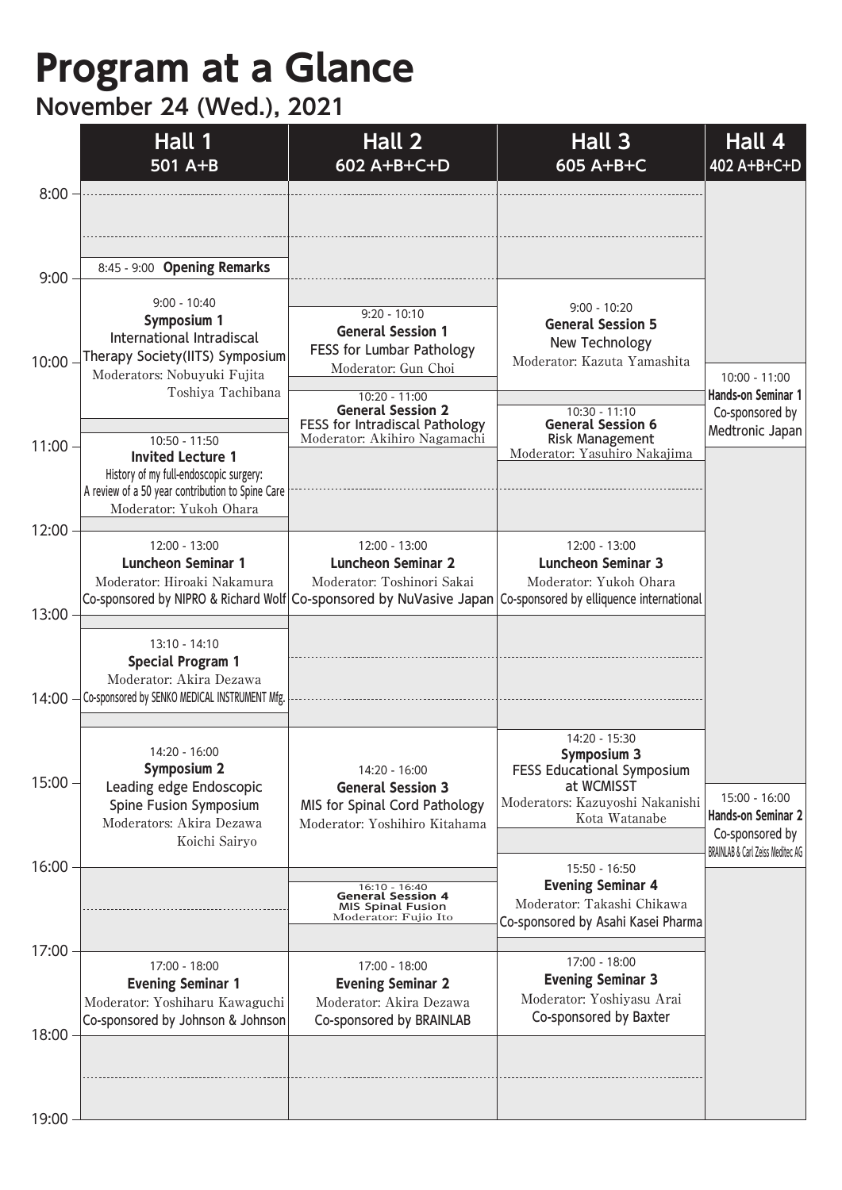# Program at a Glance

## November 24 (Wed.), 2021

### Hall 1 (501 A+B)

- **8:45 - 9:00 Opening Remarks**
- **9:00 - 10:40 Symposium 1**
  International Intradiscal Therapy Society(IITS) Symposium
  Moderators: Nobuyuki Fujita, Toshiya Tachibana
- **10:50 - 11:50 Invited Lecture 1**
  History of my full-endoscopic surgery: A review of a 50 year contribution to Spine Care
  Moderator: Yukoh Ohara
- **12:00 - 13:00 Luncheon Seminar 1**
  Moderator: Hiroaki Nakamura
  Co-sponsored by NIPRO & Richard Wolf
- **13:10 - 14:10 Special Program 1**
  Moderator: Akira Dezawa
  Co-sponsored by SENKO MEDICAL INSTRUMENT Mfg.
- **14:20 - 16:00 Symposium 2**
  Leading edge Endoscopic Spine Fusion Symposium
  Moderators: Akira Dezawa, Koichi Sairyo
- **17:00 - 18:00 Evening Seminar 1**
  Moderator: Yoshiharu Kawaguchi
  Co-sponsored by Johnson & Johnson

### Hall 2 (602 A+B+C+D)

- **9:20 - 10:10 General Session 1**
  FESS for Lumbar Pathology
  Moderator: Gun Choi
- **10:20 - 11:00 General Session 2**
  FESS for Intradiscal Pathology
  Moderator: Akihiro Nagamachi
- **12:00 - 13:00 Luncheon Seminar 2**
  Moderator: Toshinori Sakai
  Co-sponsored by NuVasive Japan
- **14:20 - 16:00 General Session 3**
  MIS for Spinal Cord Pathology
  Moderator: Yoshihiro Kitahama
- **16:10 - 16:40 General Session 4**
  MIS Spinal Fusion
  Moderator: Fujio Ito
- **17:00 - 18:00 Evening Seminar 2**
  Moderator: Akira Dezawa
  Co-sponsored by BRAINLAB

### Hall 3 (605 A+B+C)

- **9:00 - 10:20 General Session 5**
  New Technology
  Moderator: Kazuta Yamashita
- **10:30 - 11:10 General Session 6**
  Risk Management
  Moderator: Yasuhiro Nakajima
- **12:00 - 13:00 Luncheon Seminar 3**
  Moderator: Yukoh Ohara
  Co-sponsored by elliquence international
- **14:20 - 15:30 Symposium 3**
  FESS Educational Symposium at WCMISST
  Moderators: Kazuyoshi Nakanishi, Kota Watanabe
- **15:50 - 16:50 Evening Seminar 4**
  Moderator: Takashi Chikawa
  Co-sponsored by Asahi Kasei Pharma
- **17:00 - 18:00 Evening Seminar 3**
  Moderator: Yoshiyasu Arai
  Co-sponsored by Baxter

### Hall 4 (402 A+B+C+D)

- **10:00 - 11:00 Hands-on Seminar 1**
  Co-sponsored by Medtronic Japan
- **15:00 - 16:00 Hands-on Seminar 2**
  Co-sponsored by BRAINLAB & Carl Zeiss Meditec AG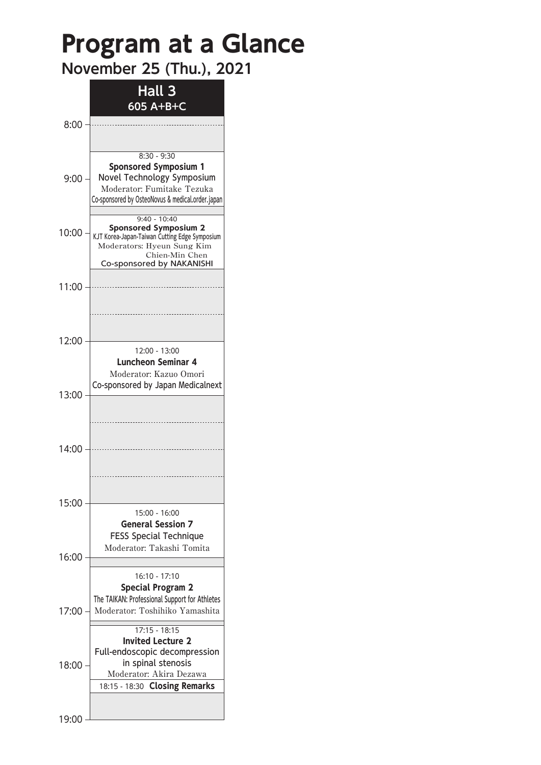# Program at a Glance

## November 25 (Thu.), 2021

### Hall 3
**605 A+B+C**

8:30 - 9:30
**Sponsored Symposium 1**
Novel Technology Symposium
Moderator: Fumitake Tezuka
Co-sponsored by OsteoNovus & medical.order.japan

9:40 - 10:40
**Sponsored Symposium 2**
KJT Korea-Japan-Taiwan Cutting Edge Symposium
Moderators: Hyeun Sung Kim
Chien-Min Chen
Co-sponsored by NAKANISHI

12:00 - 13:00
**Luncheon Seminar 4**
Moderator: Kazuo Omori
Co-sponsored by Japan Medicalnext

15:00 - 16:00
**General Session 7**
FESS Special Technique
Moderator: Takashi Tomita

16:10 - 17:10
**Special Program 2**
The TAIKAN: Professional Support for Athletes
Moderator: Toshihiko Yamashita

17:15 - 18:15
**Invited Lecture 2**
Full-endoscopic decompression in spinal stenosis
Moderator: Akira Dezawa

18:15 - 18:30 **Closing Remarks**